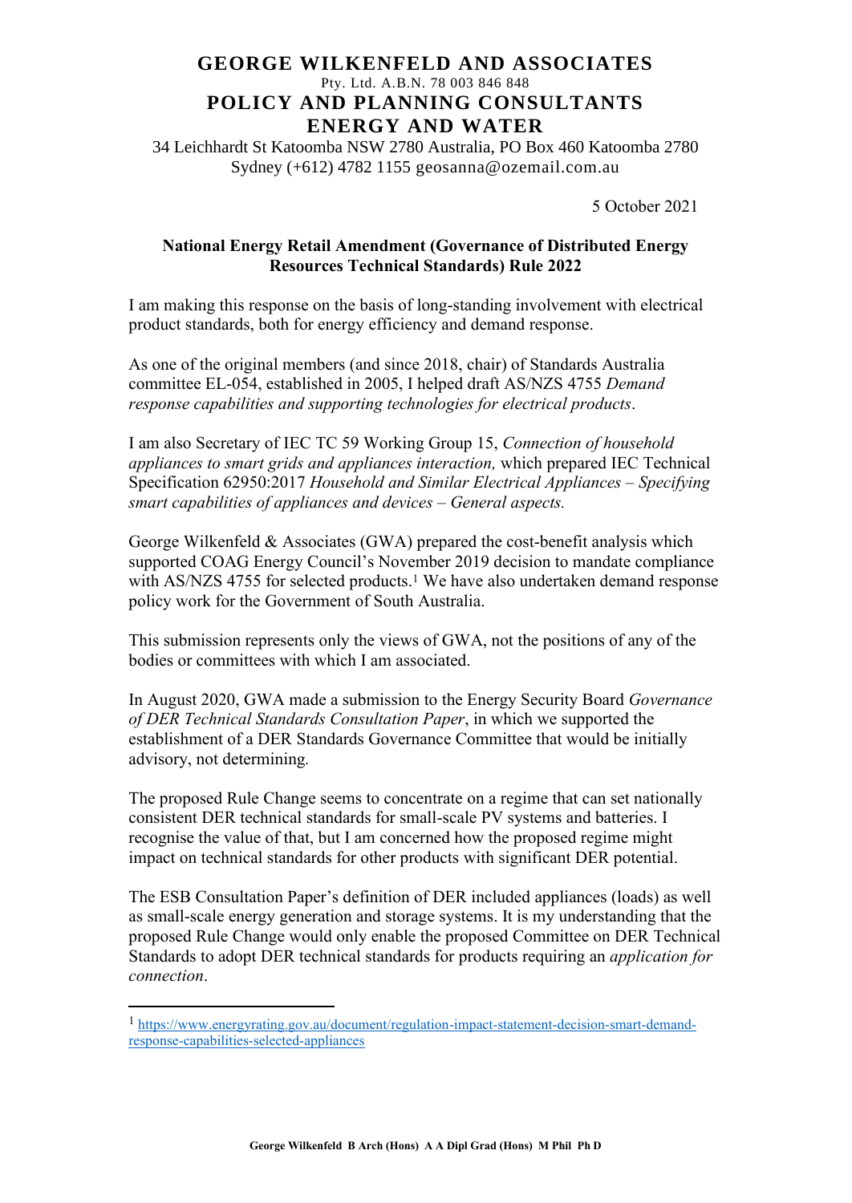# GEORGE WILKENFELD AND ASSOCIATES

Pty. Ltd. A.B.N. 78 003 846 848

# POLICY AND PLANNING CONSULTANTS
# ENERGY AND WATER

34 Leichhardt St Katoomba NSW 2780 Australia, PO Box 460 Katoomba 2780
Sydney (+612) 4782 1155 geosanna@ozemail.com.au

5 October 2021

**National Energy Retail Amendment (Governance of Distributed Energy Resources Technical Standards) Rule 2022**

I am making this response on the basis of long-standing involvement with electrical product standards, both for energy efficiency and demand response.

As one of the original members (and since 2018, chair) of Standards Australia committee EL-054, established in 2005, I helped draft AS/NZS 4755 *Demand response capabilities and supporting technologies for electrical products*.

I am also Secretary of IEC TC 59 Working Group 15, *Connection of household appliances to smart grids and appliances interaction,* which prepared IEC Technical Specification 62950:2017 *Household and Similar Electrical Appliances – Specifying smart capabilities of appliances and devices – General aspects.*

George Wilkenfeld & Associates (GWA) prepared the cost-benefit analysis which supported COAG Energy Council's November 2019 decision to mandate compliance with AS/NZS 4755 for selected products.[1] We have also undertaken demand response policy work for the Government of South Australia.

This submission represents only the views of GWA, not the positions of any of the bodies or committees with which I am associated.

In August 2020, GWA made a submission to the Energy Security Board *Governance of DER Technical Standards Consultation Paper*, in which we supported the establishment of a DER Standards Governance Committee that would be initially advisory, not determining.

The proposed Rule Change seems to concentrate on a regime that can set nationally consistent DER technical standards for small-scale PV systems and batteries. I recognise the value of that, but I am concerned how the proposed regime might impact on technical standards for other products with significant DER potential.

The ESB Consultation Paper's definition of DER included appliances (loads) as well as small-scale energy generation and storage systems. It is my understanding that the proposed Rule Change would only enable the proposed Committee on DER Technical Standards to adopt DER technical standards for products requiring an *application for connection*.

---

[1] https://www.energyrating.gov.au/document/regulation-impact-statement-decision-smart-demand-response-capabilities-selected-appliances

George Wilkenfeld B Arch (Hons) A A Dipl Grad (Hons) M Phil Ph D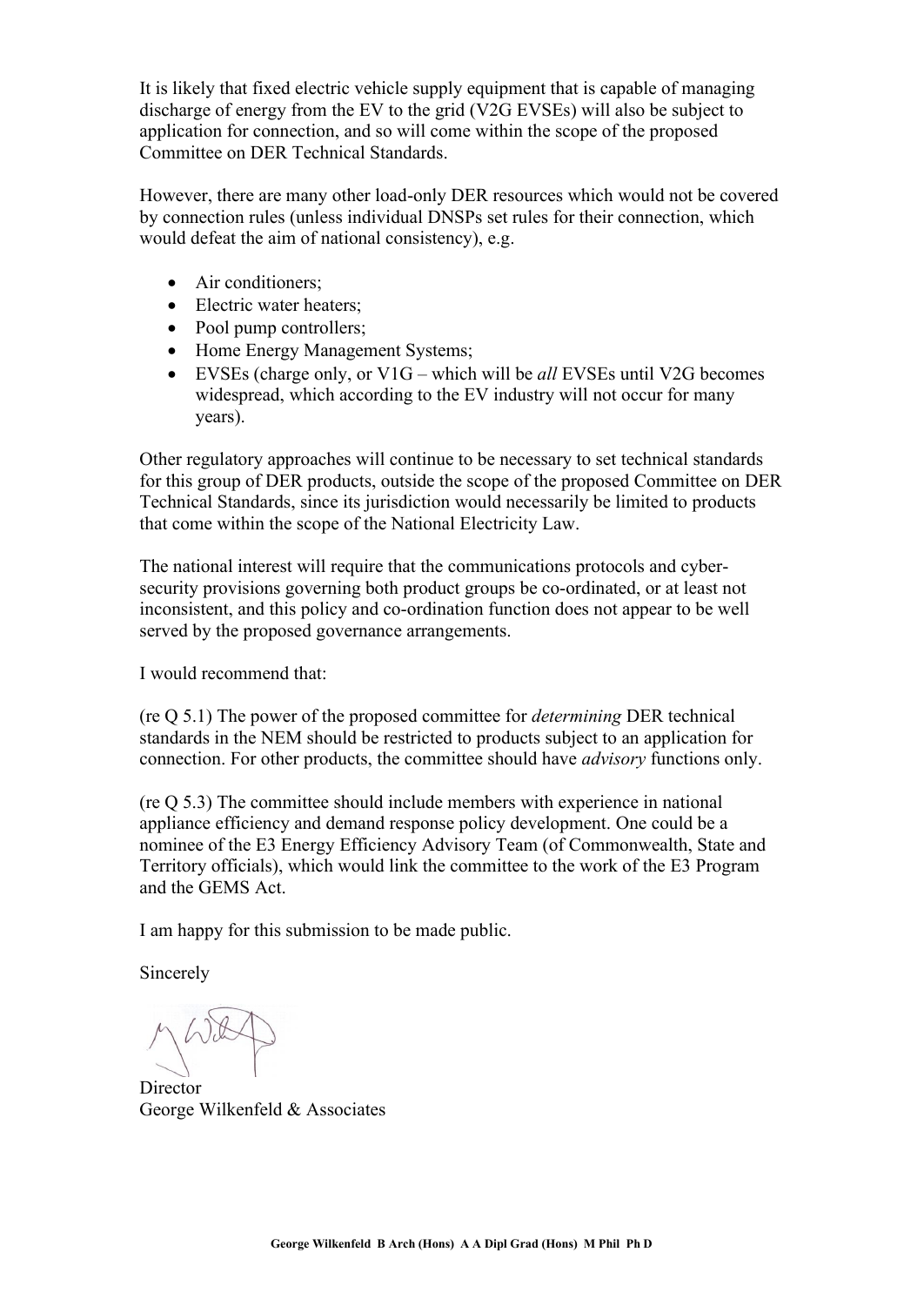It is likely that fixed electric vehicle supply equipment that is capable of managing discharge of energy from the EV to the grid (V2G EVSEs) will also be subject to application for connection, and so will come within the scope of the proposed Committee on DER Technical Standards.

However, there are many other load-only DER resources which would not be covered by connection rules (unless individual DNSPs set rules for their connection, which would defeat the aim of national consistency), e.g.

- Air conditioners;
- Electric water heaters;
- Pool pump controllers;
- Home Energy Management Systems;
- EVSEs (charge only, or V1G – which will be *all* EVSEs until V2G becomes widespread, which according to the EV industry will not occur for many years).

Other regulatory approaches will continue to be necessary to set technical standards for this group of DER products, outside the scope of the proposed Committee on DER Technical Standards, since its jurisdiction would necessarily be limited to products that come within the scope of the National Electricity Law.

The national interest will require that the communications protocols and cyber-security provisions governing both product groups be co-ordinated, or at least not inconsistent, and this policy and co-ordination function does not appear to be well served by the proposed governance arrangements.

I would recommend that:

(re Q 5.1) The power of the proposed committee for *determining* DER technical standards in the NEM should be restricted to products subject to an application for connection. For other products, the committee should have *advisory* functions only.

(re Q 5.3) The committee should include members with experience in national appliance efficiency and demand response policy development. One could be a nominee of the E3 Energy Efficiency Advisory Team (of Commonwealth, State and Territory officials), which would link the committee to the work of the E3 Program and the GEMS Act.

I am happy for this submission to be made public.

Sincerely

Director
George Wilkenfeld & Associates

**George Wilkenfeld B Arch (Hons) A A Dipl Grad (Hons) M Phil Ph D**